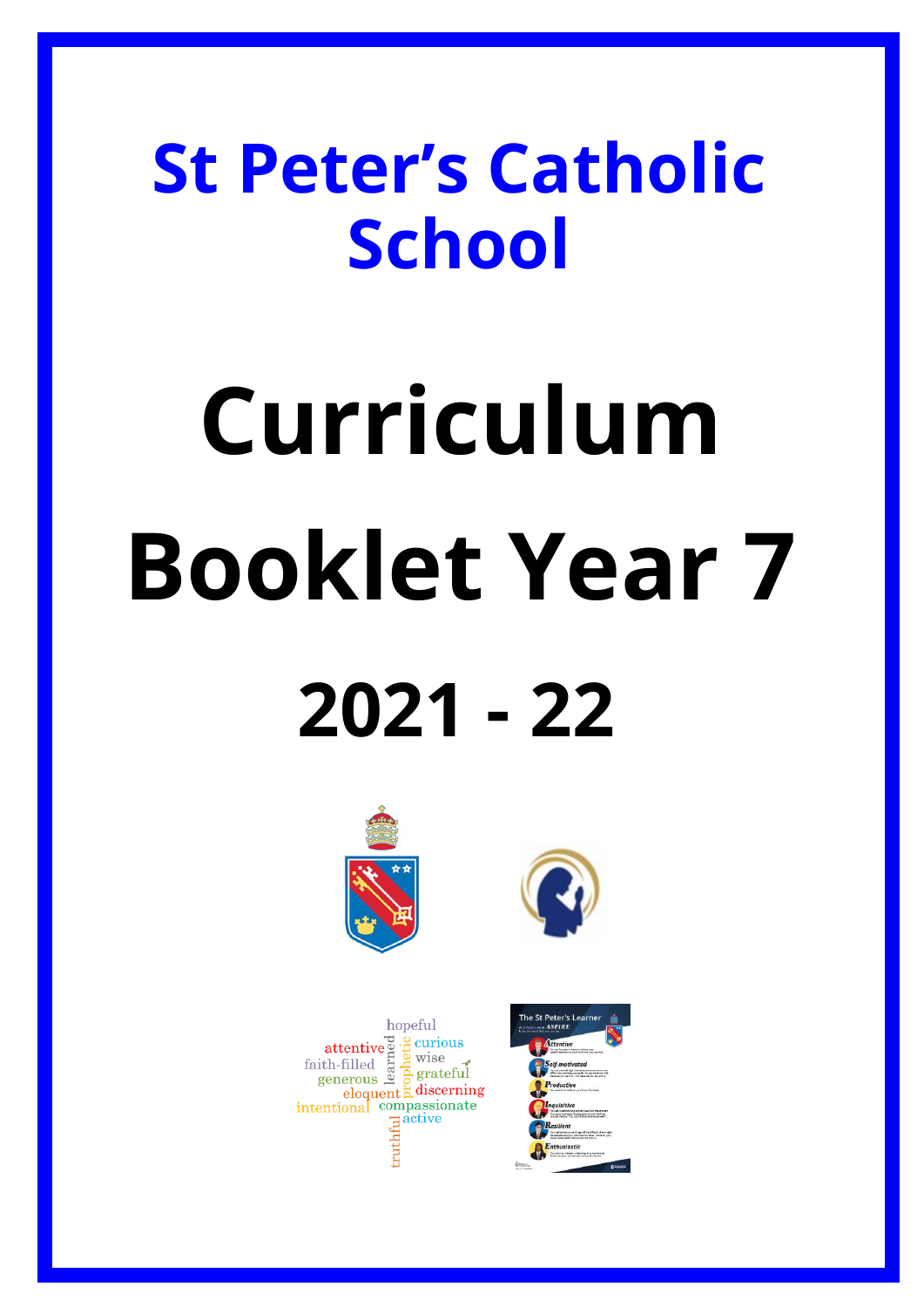# St Peter's Catholic School

# Curriculum Booklet Year 7

# 2021 - 22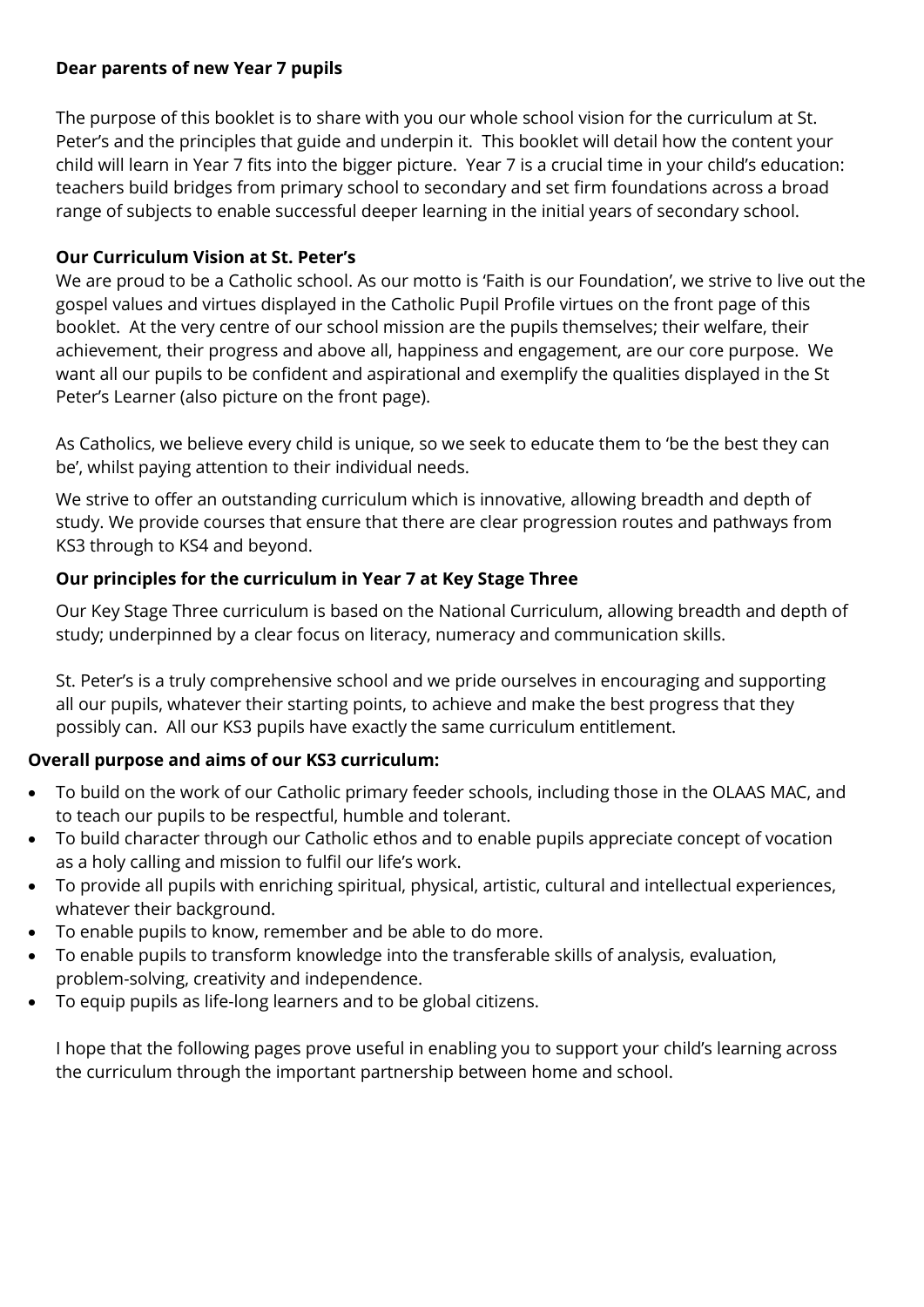**Dear parents of new Year 7 pupils**

The purpose of this booklet is to share with you our whole school vision for the curriculum at St. Peter's and the principles that guide and underpin it. This booklet will detail how the content your child will learn in Year 7 fits into the bigger picture. Year 7 is a crucial time in your child's education: teachers build bridges from primary school to secondary and set firm foundations across a broad range of subjects to enable successful deeper learning in the initial years of secondary school.

**Our Curriculum Vision at St. Peter's**

We are proud to be a Catholic school. As our motto is 'Faith is our Foundation', we strive to live out the gospel values and virtues displayed in the Catholic Pupil Profile virtues on the front page of this booklet. At the very centre of our school mission are the pupils themselves; their welfare, their achievement, their progress and above all, happiness and engagement, are our core purpose. We want all our pupils to be confident and aspirational and exemplify the qualities displayed in the St Peter's Learner (also picture on the front page).

As Catholics, we believe every child is unique, so we seek to educate them to 'be the best they can be', whilst paying attention to their individual needs.

We strive to offer an outstanding curriculum which is innovative, allowing breadth and depth of study. We provide courses that ensure that there are clear progression routes and pathways from KS3 through to KS4 and beyond.

**Our principles for the curriculum in Year 7 at Key Stage Three**

Our Key Stage Three curriculum is based on the National Curriculum, allowing breadth and depth of study; underpinned by a clear focus on literacy, numeracy and communication skills.

St. Peter's is a truly comprehensive school and we pride ourselves in encouraging and supporting all our pupils, whatever their starting points, to achieve and make the best progress that they possibly can. All our KS3 pupils have exactly the same curriculum entitlement.

**Overall purpose and aims of our KS3 curriculum:**

- To build on the work of our Catholic primary feeder schools, including those in the OLAAS MAC, and to teach our pupils to be respectful, humble and tolerant.
- To build character through our Catholic ethos and to enable pupils appreciate concept of vocation as a holy calling and mission to fulfil our life's work.
- To provide all pupils with enriching spiritual, physical, artistic, cultural and intellectual experiences, whatever their background.
- To enable pupils to know, remember and be able to do more.
- To enable pupils to transform knowledge into the transferable skills of analysis, evaluation, problem-solving, creativity and independence.
- To equip pupils as life-long learners and to be global citizens.

I hope that the following pages prove useful in enabling you to support your child's learning across the curriculum through the important partnership between home and school.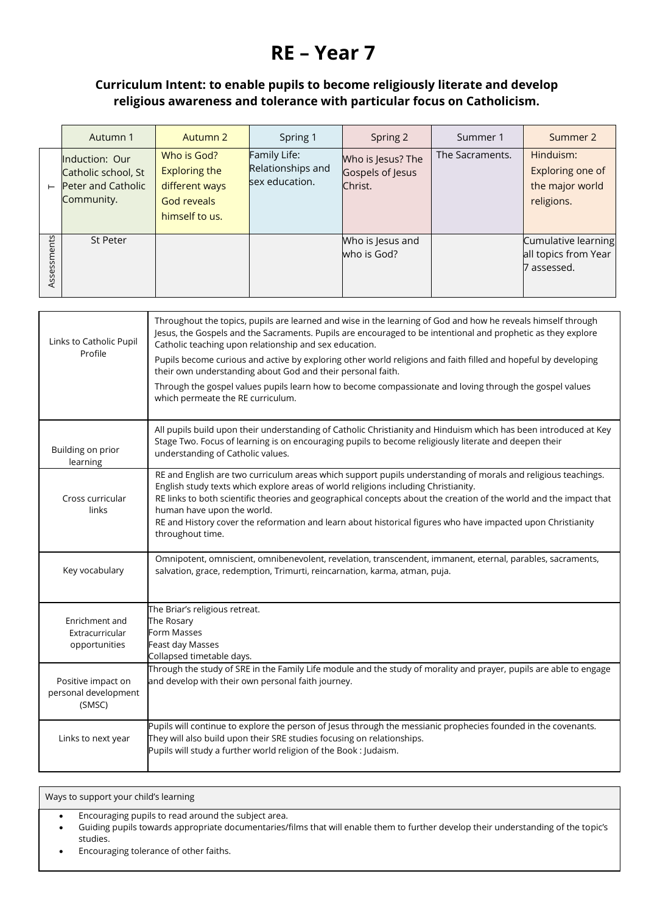# RE – Year 7

### Curriculum Intent: to enable pupils to become religiously literate and develop religious awareness and tolerance with particular focus on Catholicism.

| | Autumn 1 | Autumn 2 | Spring 1 | Spring 2 | Summer 1 | Summer 2 |
|---|---|---|---|---|---|---|
| T | Induction: Our Catholic school, St Peter and Catholic Community. | Who is God? Exploring the different ways God reveals himself to us. | Family Life: Relationships and sex education. | Who is Jesus? The Gospels of Jesus Christ. | The Sacraments. | Hinduism: Exploring one of the major world religions. |
| Assessments | St Peter | | | Who is Jesus and who is God? | | Cumulative learning all topics from Year 7 assessed. |

| | |
|---|---|
| Links to Catholic Pupil Profile | Throughout the topics, pupils are learned and wise in the learning of God and how he reveals himself through Jesus, the Gospels and the Sacraments. Pupils are encouraged to be intentional and prophetic as they explore Catholic teaching upon relationship and sex education.<br>Pupils become curious and active by exploring other world religions and faith filled and hopeful by developing their own understanding about God and their personal faith.<br>Through the gospel values pupils learn how to become compassionate and loving through the gospel values which permeate the RE curriculum. |
| Building on prior learning | All pupils build upon their understanding of Catholic Christianity and Hinduism which has been introduced at Key Stage Two. Focus of learning is on encouraging pupils to become religiously literate and deepen their understanding of Catholic values. |
| Cross curricular links | RE and English are two curriculum areas which support pupils understanding of morals and religious teachings. English study texts which explore areas of world religions including Christianity.<br>RE links to both scientific theories and geographical concepts about the creation of the world and the impact that human have upon the world.<br>RE and History cover the reformation and learn about historical figures who have impacted upon Christianity throughout time. |
| Key vocabulary | Omnipotent, omniscient, omnibenevolent, revelation, transcendent, immanent, eternal, parables, sacraments, salvation, grace, redemption, Trimurti, reincarnation, karma, atman, puja. |
| Enrichment and Extracurricular opportunities | The Briar's religious retreat.<br>The Rosary<br>Form Masses<br>Feast day Masses<br>Collapsed timetable days. |
| Positive impact on personal development (SMSC) | Through the study of SRE in the Family Life module and the study of morality and prayer, pupils are able to engage and develop with their own personal faith journey. |
| Links to next year | Pupils will continue to explore the person of Jesus through the messianic prophecies founded in the covenants.<br>They will also build upon their SRE studies focusing on relationships.<br>Pupils will study a further world religion of the Book : Judaism. |

Ways to support your child's learning

- Encouraging pupils to read around the subject area.
- Guiding pupils towards appropriate documentaries/films that will enable them to further develop their understanding of the topic's studies.
- Encouraging tolerance of other faiths.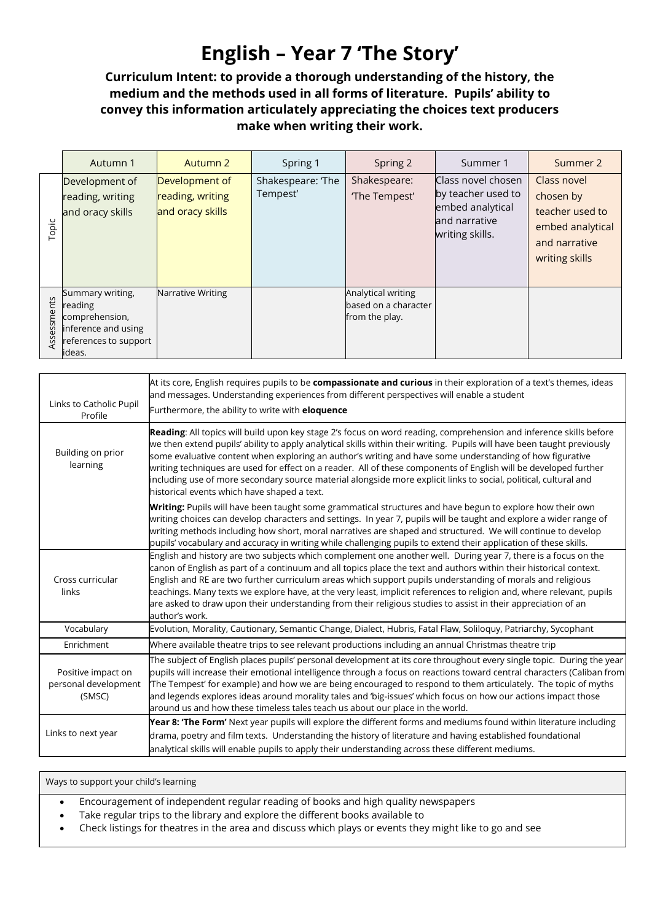# English – Year 7 'The Story'

**Curriculum Intent: to provide a thorough understanding of the history, the medium and the methods used in all forms of literature. Pupils' ability to convey this information articulately appreciating the choices text producers make when writing their work.**

| | Autumn 1 | Autumn 2 | Spring 1 | Spring 2 | Summer 1 | Summer 2 |
|---|---|---|---|---|---|---|
| Topic | Development of reading, writing and oracy skills | Development of reading, writing and oracy skills | Shakespeare: 'The Tempest' | Shakespeare: 'The Tempest' | Class novel chosen by teacher used to embed analytical and narrative writing skills. | Class novel chosen by teacher used to embed analytical and narrative writing skills |
| Assessments | Summary writing, reading comprehension, inference and using references to support ideas. | Narrative Writing | | Analytical writing based on a character from the play. | | |

| | |
|---|---|
| Links to Catholic Pupil Profile | At its core, English requires pupils to be **compassionate and curious** in their exploration of a text's themes, ideas and messages. Understanding experiences from different perspectives will enable a student<br>Furthermore, the ability to write with **eloquence** |
| Building on prior learning | **Reading**: All topics will build upon key stage 2's focus on word reading, comprehension and inference skills before we then extend pupils' ability to apply analytical skills within their writing. Pupils will have been taught previously some evaluative content when exploring an author's writing and have some understanding of how figurative writing techniques are used for effect on a reader. All of these components of English will be developed further including use of more secondary source material alongside more explicit links to social, political, cultural and historical events which have shaped a text.<br>**Writing:** Pupils will have been taught some grammatical structures and have begun to explore how their own writing choices can develop characters and settings. In year 7, pupils will be taught and explore a wider range of writing methods including how short, moral narratives are shaped and structured. We will continue to develop pupils' vocabulary and accuracy in writing while challenging pupils to extend their application of these skills. |
| Cross curricular links | English and history are two subjects which complement one another well. During year 7, there is a focus on the canon of English as part of a continuum and all topics place the text and authors within their historical context. English and RE are two further curriculum areas which support pupils understanding of morals and religious teachings. Many texts we explore have, at the very least, implicit references to religion and, where relevant, pupils are asked to draw upon their understanding from their religious studies to assist in their appreciation of an author's work. |
| Vocabulary | Evolution, Morality, Cautionary, Semantic Change, Dialect, Hubris, Fatal Flaw, Soliloquy, Patriarchy, Sycophant |
| Enrichment | Where available theatre trips to see relevant productions including an annual Christmas theatre trip |
| Positive impact on personal development (SMSC) | The subject of English places pupils' personal development at its core throughout every single topic. During the year pupils will increase their emotional intelligence through a focus on reactions toward central characters (Caliban from 'The Tempest' for example) and how we are being encouraged to respond to them articulately. The topic of myths and legends explores ideas around morality tales and 'big-issues' which focus on how our actions impact those around us and how these timeless tales teach us about our place in the world. |
| Links to next year | **Year 8: 'The Form'** Next year pupils will explore the different forms and mediums found within literature including drama, poetry and film texts. Understanding the history of literature and having established foundational analytical skills will enable pupils to apply their understanding across these different mediums. |

| Ways to support your child's learning |
|---|
| • Encouragement of independent regular reading of books and high quality newspapers<br>• Take regular trips to the library and explore the different books available to<br>• Check listings for theatres in the area and discuss which plays or events they might like to go and see |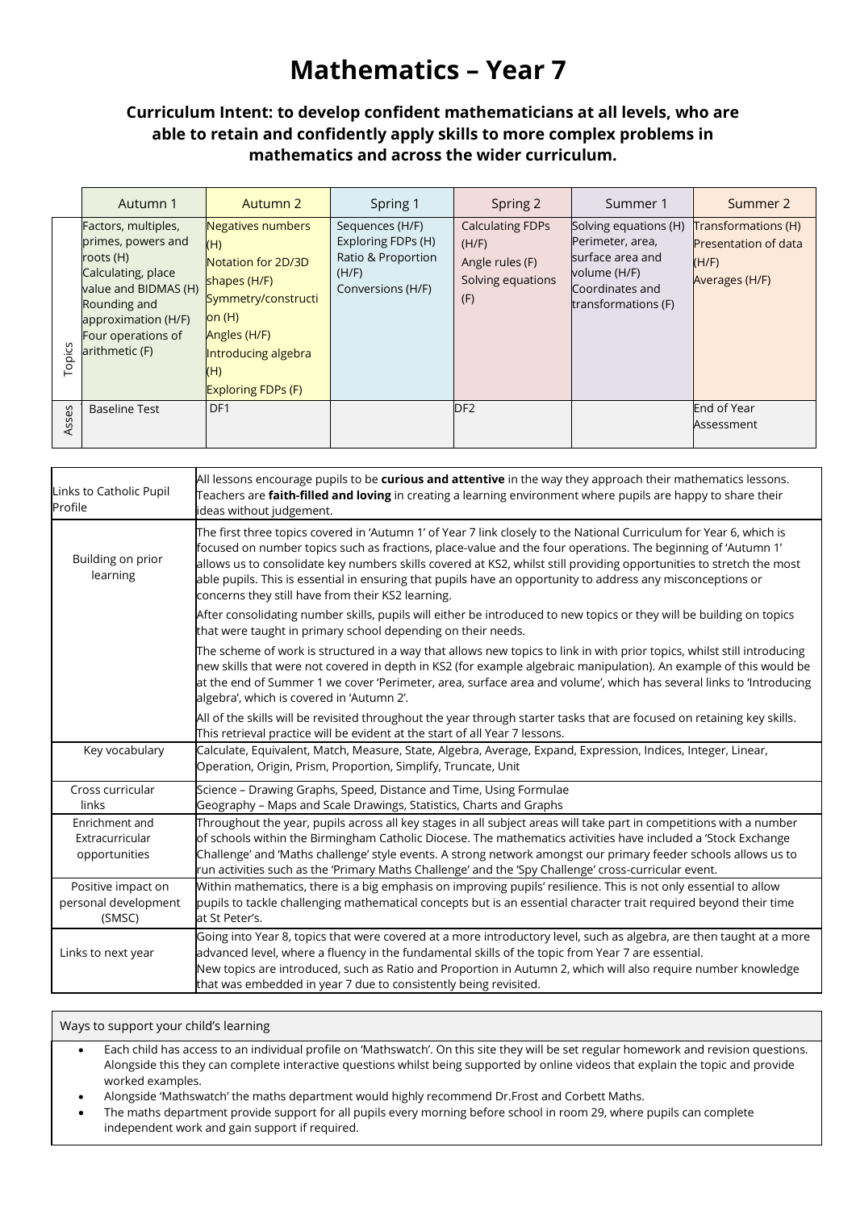# Mathematics – Year 7

### Curriculum Intent: to develop confident mathematicians at all levels, who are able to retain and confidently apply skills to more complex problems in mathematics and across the wider curriculum.

| | Autumn 1 | Autumn 2 | Spring 1 | Spring 2 | Summer 1 | Summer 2 |
|---|---|---|---|---|---|---|
| Topics | Factors, multiples, primes, powers and roots (H)<br>Calculating, place value and BIDMAS (H)<br>Rounding and approximation (H/F)<br>Four operations of arithmetic (F) | Negatives numbers (H)<br>Notation for 2D/3D shapes (H/F)<br>Symmetry/construction (H)<br>Angles (H/F)<br>Introducing algebra (H)<br>Exploring FDPs (F) | Sequences (H/F)<br>Exploring FDPs (H)<br>Ratio & Proportion (H/F)<br>Conversions (H/F) | Calculating FDPs (H/F)<br>Angle rules (F)<br>Solving equations (F) | Solving equations (H)<br>Perimeter, area, surface area and volume (H/F)<br>Coordinates and transformations (F) | Transformations (H)<br>Presentation of data (H/F)<br>Averages (H/F) |
| Asses | Baseline Test | DF1 | | DF2 | | End of Year Assessment |

| | |
|---|---|
| Links to Catholic Pupil Profile | All lessons encourage pupils to be **curious and attentive** in the way they approach their mathematics lessons. Teachers are **faith-filled and loving** in creating a learning environment where pupils are happy to share their ideas without judgement. |
| Building on prior learning | The first three topics covered in 'Autumn 1' of Year 7 link closely to the National Curriculum for Year 6, which is focused on number topics such as fractions, place-value and the four operations. The beginning of 'Autumn 1' allows us to consolidate key numbers skills covered at KS2, whilst still providing opportunities to stretch the most able pupils. This is essential in ensuring that pupils have an opportunity to address any misconceptions or concerns they still have from their KS2 learning.<br>After consolidating number skills, pupils will either be introduced to new topics or they will be building on topics that were taught in primary school depending on their needs.<br>The scheme of work is structured in a way that allows new topics to link in with prior topics, whilst still introducing new skills that were not covered in depth in KS2 (for example algebraic manipulation). An example of this would be at the end of Summer 1 we cover 'Perimeter, area, surface area and volume', which has several links to 'Introducing algebra', which is covered in 'Autumn 2'.<br>All of the skills will be revisited throughout the year through starter tasks that are focused on retaining key skills. This retrieval practice will be evident at the start of all Year 7 lessons. |
| Key vocabulary | Calculate, Equivalent, Match, Measure, State, Algebra, Average, Expand, Expression, Indices, Integer, Linear, Operation, Origin, Prism, Proportion, Simplify, Truncate, Unit |
| Cross curricular links | Science – Drawing Graphs, Speed, Distance and Time, Using Formulae<br>Geography – Maps and Scale Drawings, Statistics, Charts and Graphs |
| Enrichment and Extracurricular opportunities | Throughout the year, pupils across all key stages in all subject areas will take part in competitions with a number of schools within the Birmingham Catholic Diocese. The mathematics activities have included a 'Stock Exchange Challenge' and 'Maths challenge' style events. A strong network amongst our primary feeder schools allows us to run activities such as the 'Primary Maths Challenge' and the 'Spy Challenge' cross-curricular event. |
| Positive impact on personal development (SMSC) | Within mathematics, there is a big emphasis on improving pupils' resilience. This is not only essential to allow pupils to tackle challenging mathematical concepts but is an essential character trait required beyond their time at St Peter's. |
| Links to next year | Going into Year 8, topics that were covered at a more introductory level, such as algebra, are then taught at a more advanced level, where a fluency in the fundamental skills of the topic from Year 7 are essential.<br>New topics are introduced, such as Ratio and Proportion in Autumn 2, which will also require number knowledge that was embedded in year 7 due to consistently being revisited. |

Ways to support your child's learning

- Each child has access to an individual profile on 'Mathswatch'. On this site they will be set regular homework and revision questions. Alongside this they can complete interactive questions whilst being supported by online videos that explain the topic and provide worked examples.
- Alongside 'Mathswatch' the maths department would highly recommend Dr.Frost and Corbett Maths.
- The maths department provide support for all pupils every morning before school in room 29, where pupils can complete independent work and gain support if required.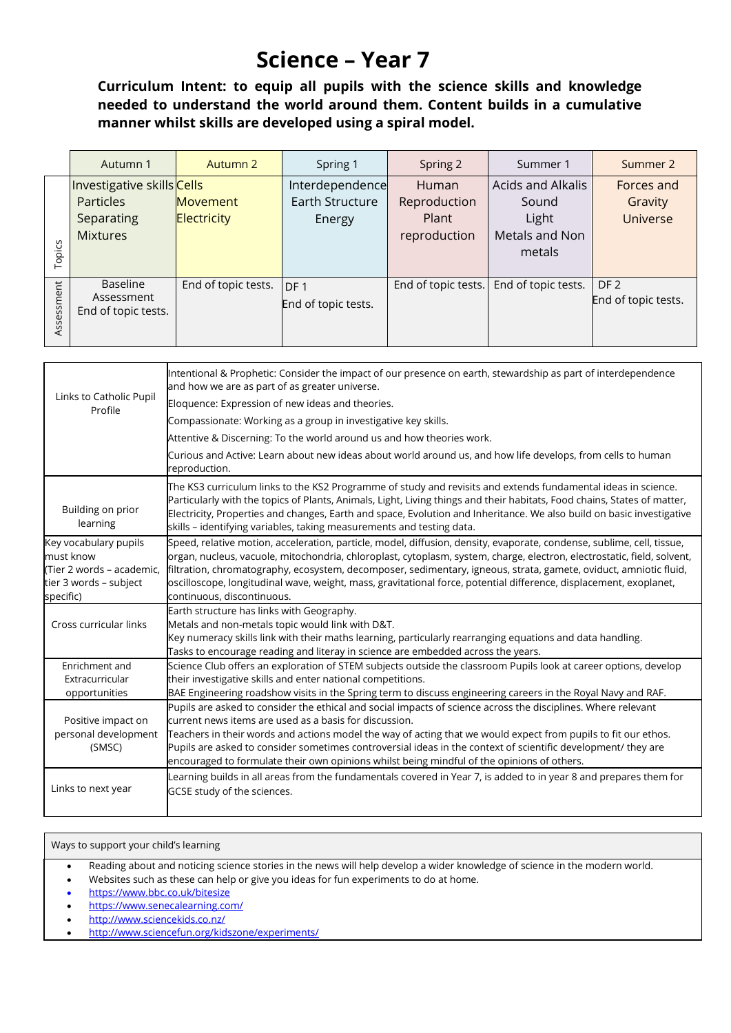# Science – Year 7

**Curriculum Intent: to equip all pupils with the science skills and knowledge needed to understand the world around them. Content builds in a cumulative manner whilst skills are developed using a spiral model.**

| | Autumn 1 | Autumn 2 | Spring 1 | Spring 2 | Summer 1 | Summer 2 |
|---|---|---|---|---|---|---|
| Topics | Investigative skills<br>Particles<br>Separating<br>Mixtures | Cells<br>Movement<br>Electricity | Interdependence<br>Earth Structure<br>Energy | Human Reproduction<br>Plant reproduction | Acids and Alkalis<br>Sound<br>Light<br>Metals and Non metals | Forces and Gravity<br>Universe |
| Assessment | Baseline Assessment<br>End of topic tests. | End of topic tests. | DF 1<br>End of topic tests. | End of topic tests. | End of topic tests. | DF 2<br>End of topic tests. |

| | |
|---|---|
| Links to Catholic Pupil Profile | Intentional & Prophetic: Consider the impact of our presence on earth, stewardship as part of interdependence and how we are as part of as greater universe.<br>Eloquence: Expression of new ideas and theories.<br>Compassionate: Working as a group in investigative key skills.<br>Attentive & Discerning: To the world around us and how theories work.<br>Curious and Active: Learn about new ideas about world around us, and how life develops, from cells to human reproduction. |
| Building on prior learning | The KS3 curriculum links to the KS2 Programme of study and revisits and extends fundamental ideas in science. Particularly with the topics of Plants, Animals, Light, Living things and their habitats, Food chains, States of matter, Electricity, Properties and changes, Earth and space, Evolution and Inheritance. We also build on basic investigative skills – identifying variables, taking measurements and testing data. |
| Key vocabulary pupils must know (Tier 2 words – academic, tier 3 words – subject specific) | Speed, relative motion, acceleration, particle, model, diffusion, density, evaporate, condense, sublime, cell, tissue, organ, nucleus, vacuole, mitochondria, chloroplast, cytoplasm, system, charge, electron, electrostatic, field, solvent, filtration, chromatography, ecosystem, decomposer, sedimentary, igneous, strata, gamete, oviduct, amniotic fluid, oscilloscope, longitudinal wave, weight, mass, gravitational force, potential difference, displacement, exoplanet, continuous, discontinuous. |
| Cross curricular links | Earth structure has links with Geography.<br>Metals and non-metals topic would link with D&T.<br>Key numeracy skills link with their maths learning, particularly rearranging equations and data handling.<br>Tasks to encourage reading and literay in science are embedded across the years. |
| Enrichment and Extracurricular opportunities | Science Club offers an exploration of STEM subjects outside the classroom Pupils look at career options, develop their investigative skills and enter national competitions.<br>BAE Engineering roadshow visits in the Spring term to discuss engineering careers in the Royal Navy and RAF. |
| Positive impact on personal development (SMSC) | Pupils are asked to consider the ethical and social impacts of science across the disciplines. Where relevant current news items are used as a basis for discussion.<br>Teachers in their words and actions model the way of acting that we would expect from pupils to fit our ethos.<br>Pupils are asked to consider sometimes controversial ideas in the context of scientific development/ they are encouraged to formulate their own opinions whilst being mindful of the opinions of others. |
| Links to next year | Learning builds in all areas from the fundamentals covered in Year 7, is added to in year 8 and prepares them for GCSE study of the sciences. |

**Ways to support your child's learning**

- Reading about and noticing science stories in the news will help develop a wider knowledge of science in the modern world.
- Websites such as these can help or give you ideas for fun experiments to do at home.
- https://www.bbc.co.uk/bitesize
- https://www.senecalearning.com/
- http://www.sciencekids.co.nz/
- http://www.sciencefun.org/kidszone/experiments/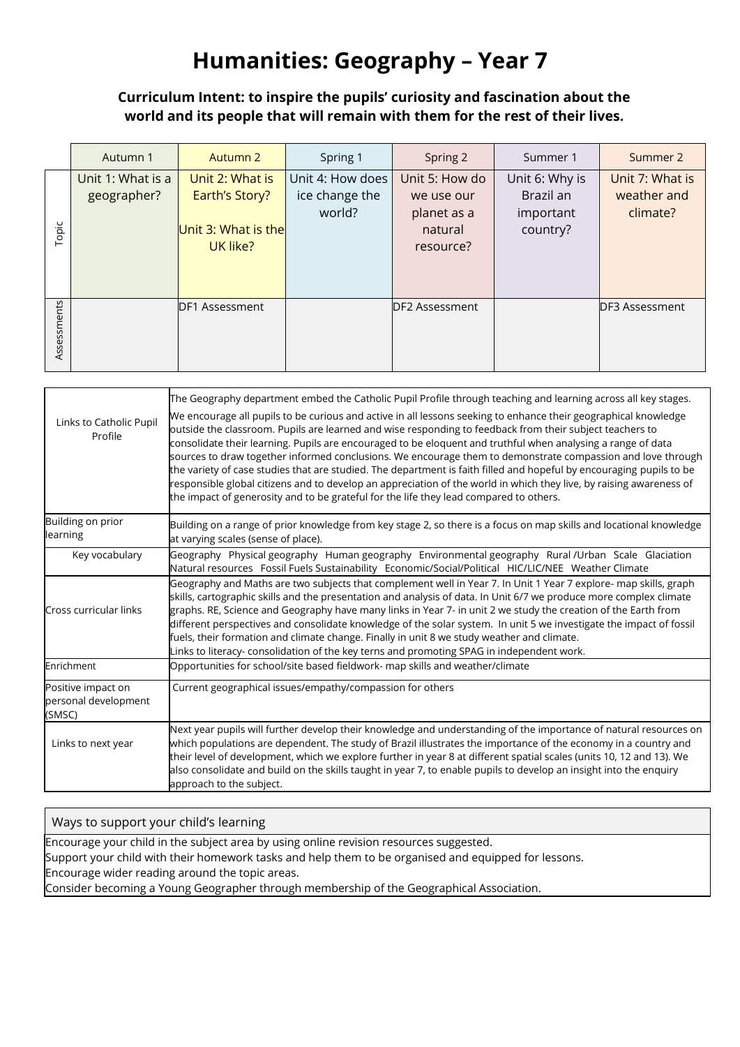# Humanities: Geography – Year 7

### Curriculum Intent: to inspire the pupils' curiosity and fascination about the world and its people that will remain with them for the rest of their lives.

| | Autumn 1 | Autumn 2 | Spring 1 | Spring 2 | Summer 1 | Summer 2 |
|---|---|---|---|---|---|---|
| Topic | Unit 1: What is a geographer? | Unit 2: What is Earth's Story?<br><br>Unit 3: What is the UK like? | Unit 4: How does ice change the world? | Unit 5: How do we use our planet as a natural resource? | Unit 6: Why is Brazil an important country? | Unit 7: What is weather and climate? |
| Assessments | | DF1 Assessment | | DF2 Assessment | | DF3 Assessment |

| | |
|---|---|
| Links to Catholic Pupil Profile | The Geography department embed the Catholic Pupil Profile through teaching and learning across all key stages.<br>We encourage all pupils to be curious and active in all lessons seeking to enhance their geographical knowledge outside the classroom. Pupils are learned and wise responding to feedback from their subject teachers to consolidate their learning. Pupils are encouraged to be eloquent and truthful when analysing a range of data sources to draw together informed conclusions. We encourage them to demonstrate compassion and love through the variety of case studies that are studied. The department is faith filled and hopeful by encouraging pupils to be responsible global citizens and to develop an appreciation of the world in which they live, by raising awareness of the impact of generosity and to be grateful for the life they lead compared to others. |
| Building on prior learning | Building on a range of prior knowledge from key stage 2, so there is a focus on map skills and locational knowledge at varying scales (sense of place). |
| Key vocabulary | Geography Physical geography Human geography Environmental geography Rural /Urban Scale Glaciation Natural resources Fossil Fuels Sustainability Economic/Social/Political HIC/LIC/NEE Weather Climate |
| Cross curricular links | Geography and Maths are two subjects that complement well in Year 7. In Unit 1 Year 7 explore- map skills, graph skills, cartographic skills and the presentation and analysis of data. In Unit 6/7 we produce more complex climate graphs. RE, Science and Geography have many links in Year 7- in unit 2 we study the creation of the Earth from different perspectives and consolidate knowledge of the solar system. In unit 5 we investigate the impact of fossil fuels, their formation and climate change. Finally in unit 8 we study weather and climate.<br>Links to literacy- consolidation of the key terns and promoting SPAG in independent work. |
| Enrichment | Opportunities for school/site based fieldwork- map skills and weather/climate |
| Positive impact on personal development (SMSC) | Current geographical issues/empathy/compassion for others |
| Links to next year | Next year pupils will further develop their knowledge and understanding of the importance of natural resources on which populations are dependent. The study of Brazil illustrates the importance of the economy in a country and their level of development, which we explore further in year 8 at different spatial scales (units 10, 12 and 13). We also consolidate and build on the skills taught in year 7, to enable pupils to develop an insight into the enquiry approach to the subject. |

| Ways to support your child's learning |
|---|
| Encourage your child in the subject area by using online revision resources suggested.<br>Support your child with their homework tasks and help them to be organised and equipped for lessons.<br>Encourage wider reading around the topic areas.<br>Consider becoming a Young Geographer through membership of the Geographical Association. |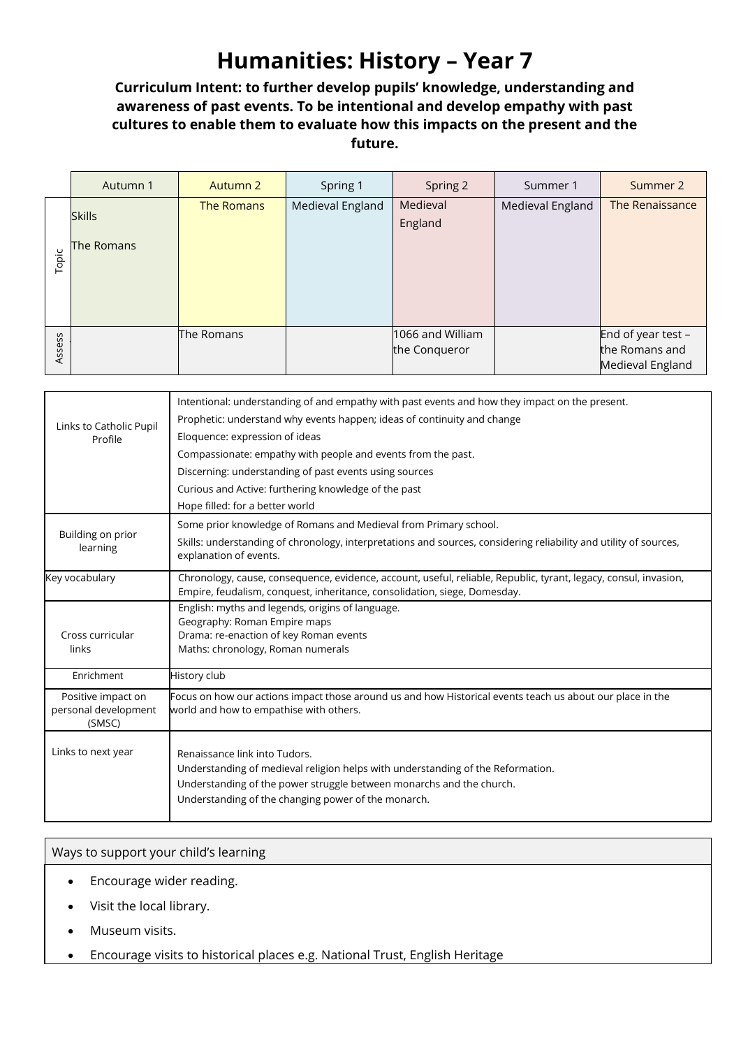# Humanities: History – Year 7

**Curriculum Intent: to further develop pupils' knowledge, understanding and awareness of past events. To be intentional and develop empathy with past cultures to enable them to evaluate how this impacts on the present and the future.**

| | Autumn 1 | Autumn 2 | Spring 1 | Spring 2 | Summer 1 | Summer 2 |
|---|---|---|---|---|---|---|
| Topic | Skills<br><br>The Romans | The Romans | Medieval England | Medieval England | Medieval England | The Renaissance |
| Assess | | The Romans | | 1066 and William the Conqueror | | End of year test – the Romans and Medieval England |

| | |
|---|---|
| Links to Catholic Pupil Profile | Intentional: understanding of and empathy with past events and how they impact on the present.<br>Prophetic: understand why events happen; ideas of continuity and change<br>Eloquence: expression of ideas<br>Compassionate: empathy with people and events from the past.<br>Discerning: understanding of past events using sources<br>Curious and Active: furthering knowledge of the past<br>Hope filled: for a better world |
| Building on prior learning | Some prior knowledge of Romans and Medieval from Primary school.<br>Skills: understanding of chronology, interpretations and sources, considering reliability and utility of sources, explanation of events. |
| Key vocabulary | Chronology, cause, consequence, evidence, account, useful, reliable, Republic, tyrant, legacy, consul, invasion, Empire, feudalism, conquest, inheritance, consolidation, siege, Domesday. |
| Cross curricular links | English: myths and legends, origins of language.<br>Geography: Roman Empire maps<br>Drama: re-enaction of key Roman events<br>Maths: chronology, Roman numerals |
| Enrichment | History club |
| Positive impact on personal development (SMSC) | Focus on how our actions impact those around us and how Historical events teach us about our place in the world and how to empathise with others. |
| Links to next year | Renaissance link into Tudors.<br>Understanding of medieval religion helps with understanding of the Reformation.<br>Understanding of the power struggle between monarchs and the church.<br>Understanding of the changing power of the monarch. |

| Ways to support your child's learning |
|---|
| • Encourage wider reading.<br>• Visit the local library.<br>• Museum visits.<br>• Encourage visits to historical places e.g. National Trust, English Heritage |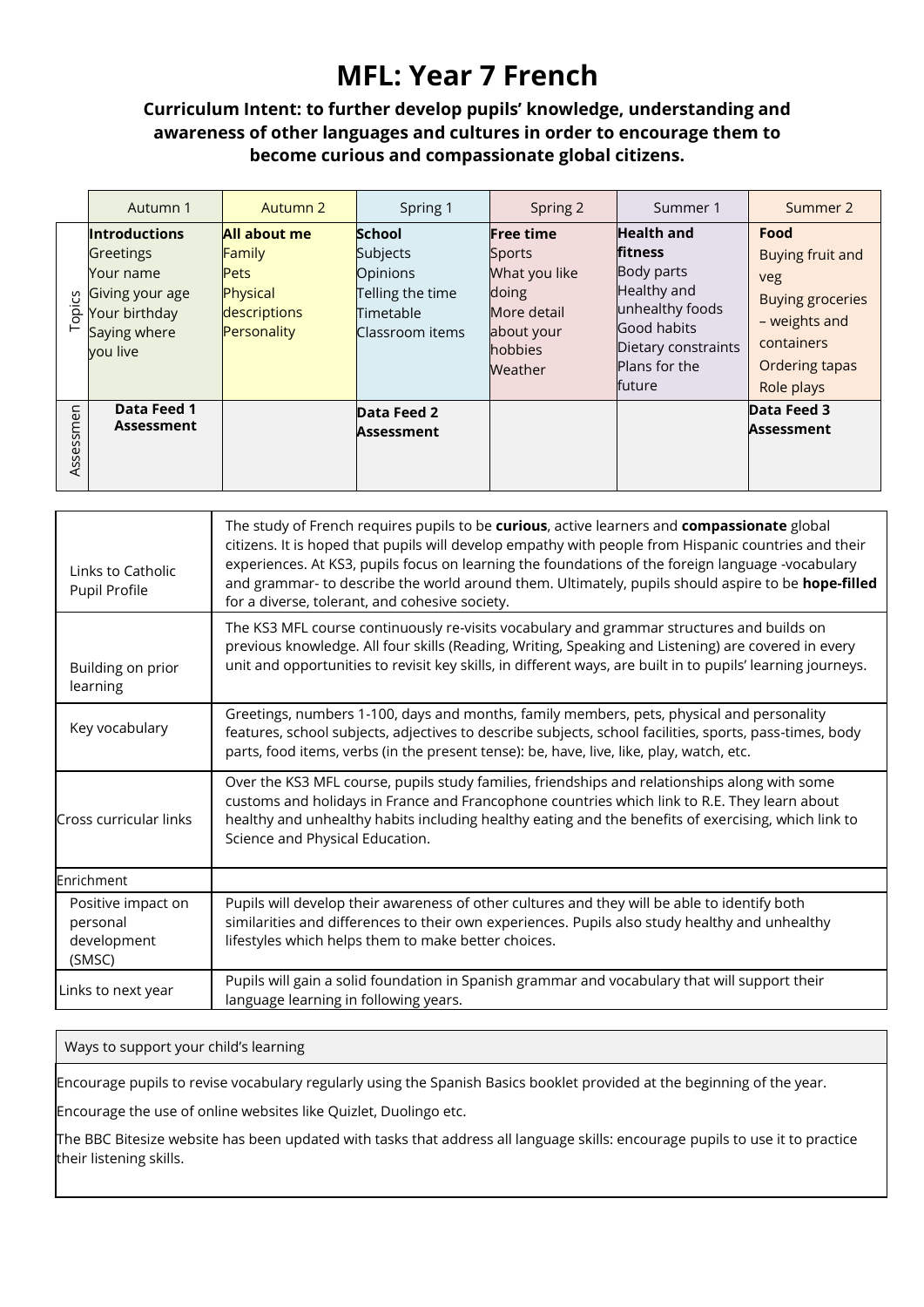# MFL: Year 7 French

**Curriculum Intent: to further develop pupils' knowledge, understanding and awareness of other languages and cultures in order to encourage them to become curious and compassionate global citizens.**

| | Autumn 1 | Autumn 2 | Spring 1 | Spring 2 | Summer 1 | Summer 2 |
|---|---|---|---|---|---|---|
| Topics | **Introductions**<br>Greetings<br>Your name<br>Giving your age<br>Your birthday<br>Saying where you live | **All about me**<br>Family<br>Pets<br>Physical descriptions<br>Personality | **School**<br>Subjects<br>Opinions<br>Telling the time<br>Timetable<br>Classroom items | **Free time**<br>Sports<br>What you like doing<br>More detail about your hobbies<br>Weather | **Health and fitness**<br>Body parts<br>Healthy and unhealthy foods<br>Good habits<br>Dietary constraints<br>Plans for the future | **Food**<br>Buying fruit and veg<br>Buying groceries – weights and containers<br>Ordering tapas<br>Role plays |
| Assessmen | **Data Feed 1 Assessment** | | **Data Feed 2 Assessment** | | | **Data Feed 3 Assessment** |

| | |
|---|---|
| Links to Catholic Pupil Profile | The study of French requires pupils to be **curious**, active learners and **compassionate** global citizens. It is hoped that pupils will develop empathy with people from Hispanic countries and their experiences. At KS3, pupils focus on learning the foundations of the foreign language -vocabulary and grammar- to describe the world around them. Ultimately, pupils should aspire to be **hope-filled** for a diverse, tolerant, and cohesive society. |
| Building on prior learning | The KS3 MFL course continuously re-visits vocabulary and grammar structures and builds on previous knowledge. All four skills (Reading, Writing, Speaking and Listening) are covered in every unit and opportunities to revisit key skills, in different ways, are built in to pupils' learning journeys. |
| Key vocabulary | Greetings, numbers 1-100, days and months, family members, pets, physical and personality features, school subjects, adjectives to describe subjects, school facilities, sports, pass-times, body parts, food items, verbs (in the present tense): be, have, live, like, play, watch, etc. |
| Cross curricular links | Over the KS3 MFL course, pupils study families, friendships and relationships along with some customs and holidays in France and Francophone countries which link to R.E. They learn about healthy and unhealthy habits including healthy eating and the benefits of exercising, which link to Science and Physical Education. |
| Enrichment | |
| Positive impact on personal development (SMSC) | Pupils will develop their awareness of other cultures and they will be able to identify both similarities and differences to their own experiences. Pupils also study healthy and unhealthy lifestyles which helps them to make better choices. |
| Links to next year | Pupils will gain a solid foundation in Spanish grammar and vocabulary that will support their language learning in following years. |

| Ways to support your child's learning |
|---|
| Encourage pupils to revise vocabulary regularly using the Spanish Basics booklet provided at the beginning of the year.<br><br>Encourage the use of online websites like Quizlet, Duolingo etc.<br><br>The BBC Bitesize website has been updated with tasks that address all language skills: encourage pupils to use it to practice their listening skills. |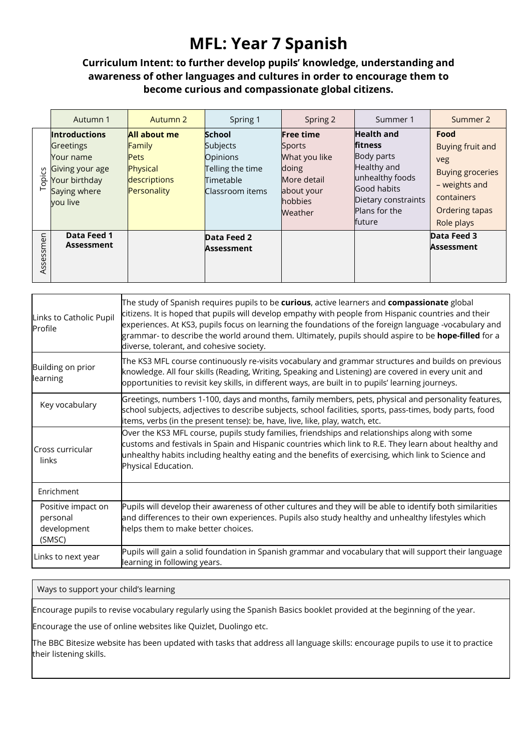# MFL: Year 7 Spanish

**Curriculum Intent: to further develop pupils' knowledge, understanding and awareness of other languages and cultures in order to encourage them to become curious and compassionate global citizens.**

| | Autumn 1 | Autumn 2 | Spring 1 | Spring 2 | Summer 1 | Summer 2 |
|---|---|---|---|---|---|---|
| Topics | **Introductions**<br>Greetings<br>Your name<br>Giving your age<br>Your birthday<br>Saying where you live | **All about me**<br>Family<br>Pets<br>Physical descriptions<br>Personality | **School**<br>Subjects<br>Opinions<br>Telling the time<br>Timetable<br>Classroom items | **Free time**<br>Sports<br>What you like doing<br>More detail about your hobbies<br>Weather | **Health and fitness**<br>Body parts<br>Healthy and unhealthy foods<br>Good habits<br>Dietary constraints<br>Plans for the future | **Food**<br>Buying fruit and veg<br>Buying groceries – weights and containers<br>Ordering tapas<br>Role plays |
| Assessmen | **Data Feed 1 Assessment** | | **Data Feed 2 Assessment** | | | **Data Feed 3 Assessment** |

| | |
|---|---|
| Links to Catholic Pupil Profile | The study of Spanish requires pupils to be **curious**, active learners and **compassionate** global citizens. It is hoped that pupils will develop empathy with people from Hispanic countries and their experiences. At KS3, pupils focus on learning the foundations of the foreign language -vocabulary and grammar- to describe the world around them. Ultimately, pupils should aspire to be **hope-filled** for a diverse, tolerant, and cohesive society. |
| Building on prior learning | The KS3 MFL course continuously re-visits vocabulary and grammar structures and builds on previous knowledge. All four skills (Reading, Writing, Speaking and Listening) are covered in every unit and opportunities to revisit key skills, in different ways, are built in to pupils' learning journeys. |
| Key vocabulary | Greetings, numbers 1-100, days and months, family members, pets, physical and personality features, school subjects, adjectives to describe subjects, school facilities, sports, pass-times, body parts, food items, verbs (in the present tense): be, have, live, like, play, watch, etc. |
| Cross curricular links | Over the KS3 MFL course, pupils study families, friendships and relationships along with some customs and festivals in Spain and Hispanic countries which link to R.E. They learn about healthy and unhealthy habits including healthy eating and the benefits of exercising, which link to Science and Physical Education. |
| Enrichment | |
| Positive impact on personal development (SMSC) | Pupils will develop their awareness of other cultures and they will be able to identify both similarities and differences to their own experiences. Pupils also study healthy and unhealthy lifestyles which helps them to make better choices. |
| Links to next year | Pupils will gain a solid foundation in Spanish grammar and vocabulary that will support their language learning in following years. |

| Ways to support your child's learning |
|---|
| Encourage pupils to revise vocabulary regularly using the Spanish Basics booklet provided at the beginning of the year.<br><br>Encourage the use of online websites like Quizlet, Duolingo etc.<br><br>The BBC Bitesize website has been updated with tasks that address all language skills: encourage pupils to use it to practice their listening skills. |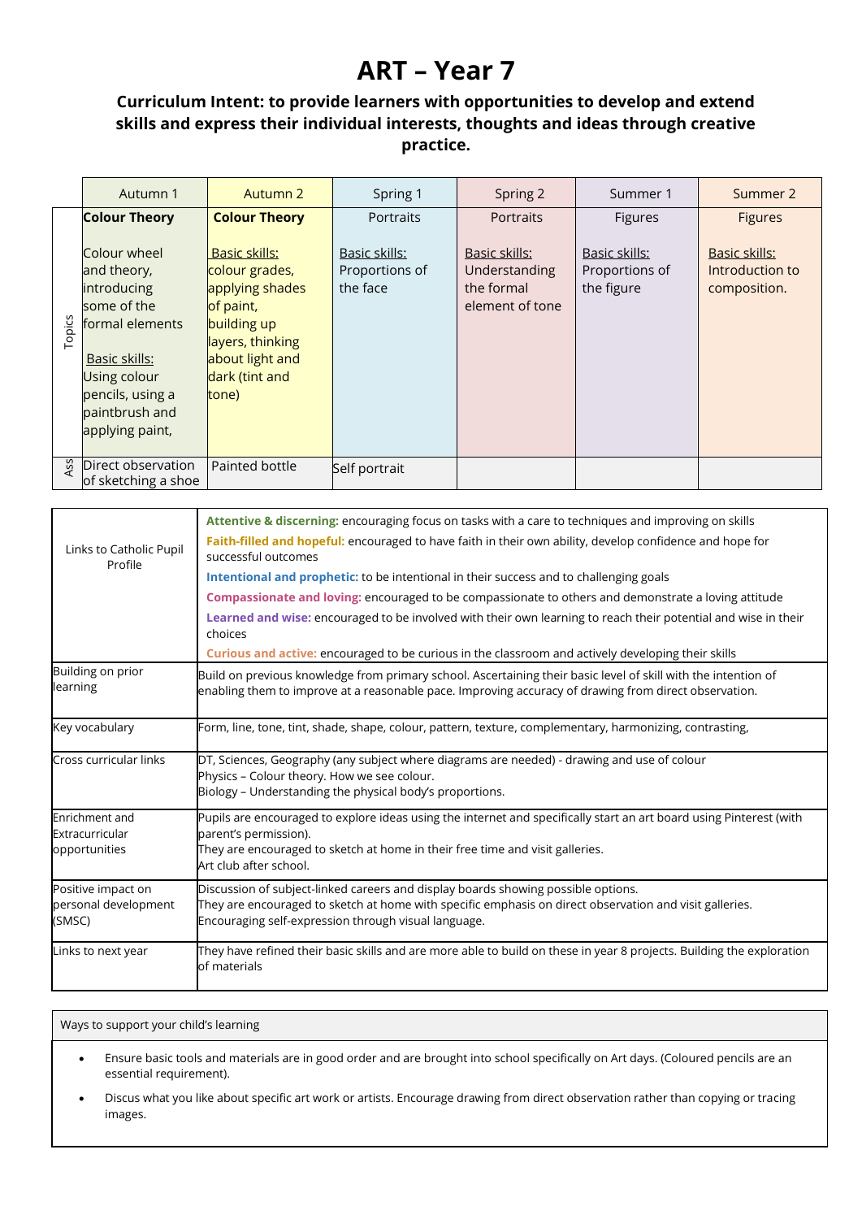# ART – Year 7

### Curriculum Intent: to provide learners with opportunities to develop and extend skills and express their individual interests, thoughts and ideas through creative practice.

| | Autumn 1 | Autumn 2 | Spring 1 | Spring 2 | Summer 1 | Summer 2 |
|---|---|---|---|---|---|---|
| Topics | **Colour Theory**<br><br>Colour wheel and theory, introducing some of the formal elements<br><br>Basic skills: Using colour pencils, using a paintbrush and applying paint, | **Colour Theory**<br><br>Basic skills: colour grades, applying shades of paint, building up layers, thinking about light and dark (tint and tone) | Portraits<br><br>Basic skills: Proportions of the face | Portraits<br><br>Basic skills: Understanding the formal element of tone | Figures<br><br>Basic skills: Proportions of the figure | Figures<br><br>Basic skills: Introduction to composition. |
| Ass | Direct observation of sketching a shoe | Painted bottle | Self portrait | | | |

| | |
|---|---|
| Links to Catholic Pupil Profile | **Attentive & discerning:** encouraging focus on tasks with a care to techniques and improving on skills<br>**Faith-filled and hopeful:** encouraged to have faith in their own ability, develop confidence and hope for successful outcomes<br>**Intentional and prophetic:** to be intentional in their success and to challenging goals<br>**Compassionate and loving:** encouraged to be compassionate to others and demonstrate a loving attitude<br>**Learned and wise:** encouraged to be involved with their own learning to reach their potential and wise in their choices<br>**Curious and active:** encouraged to be curious in the classroom and actively developing their skills |
| Building on prior learning | Build on previous knowledge from primary school. Ascertaining their basic level of skill with the intention of enabling them to improve at a reasonable pace. Improving accuracy of drawing from direct observation. |
| Key vocabulary | Form, line, tone, tint, shade, shape, colour, pattern, texture, complementary, harmonizing, contrasting, |
| Cross curricular links | DT, Sciences, Geography (any subject where diagrams are needed) - drawing and use of colour<br>Physics – Colour theory. How we see colour.<br>Biology – Understanding the physical body's proportions. |
| Enrichment and Extracurricular opportunities | Pupils are encouraged to explore ideas using the internet and specifically start an art board using Pinterest (with parent's permission).<br>They are encouraged to sketch at home in their free time and visit galleries.<br>Art club after school. |
| Positive impact on personal development (SMSC) | Discussion of subject-linked careers and display boards showing possible options.<br>They are encouraged to sketch at home with specific emphasis on direct observation and visit galleries.<br>Encouraging self-expression through visual language. |
| Links to next year | They have refined their basic skills and are more able to build on these in year 8 projects. Building the exploration of materials |

Ways to support your child's learning

- Ensure basic tools and materials are in good order and are brought into school specifically on Art days. (Coloured pencils are an essential requirement).
- Discus what you like about specific art work or artists. Encourage drawing from direct observation rather than copying or tracing images.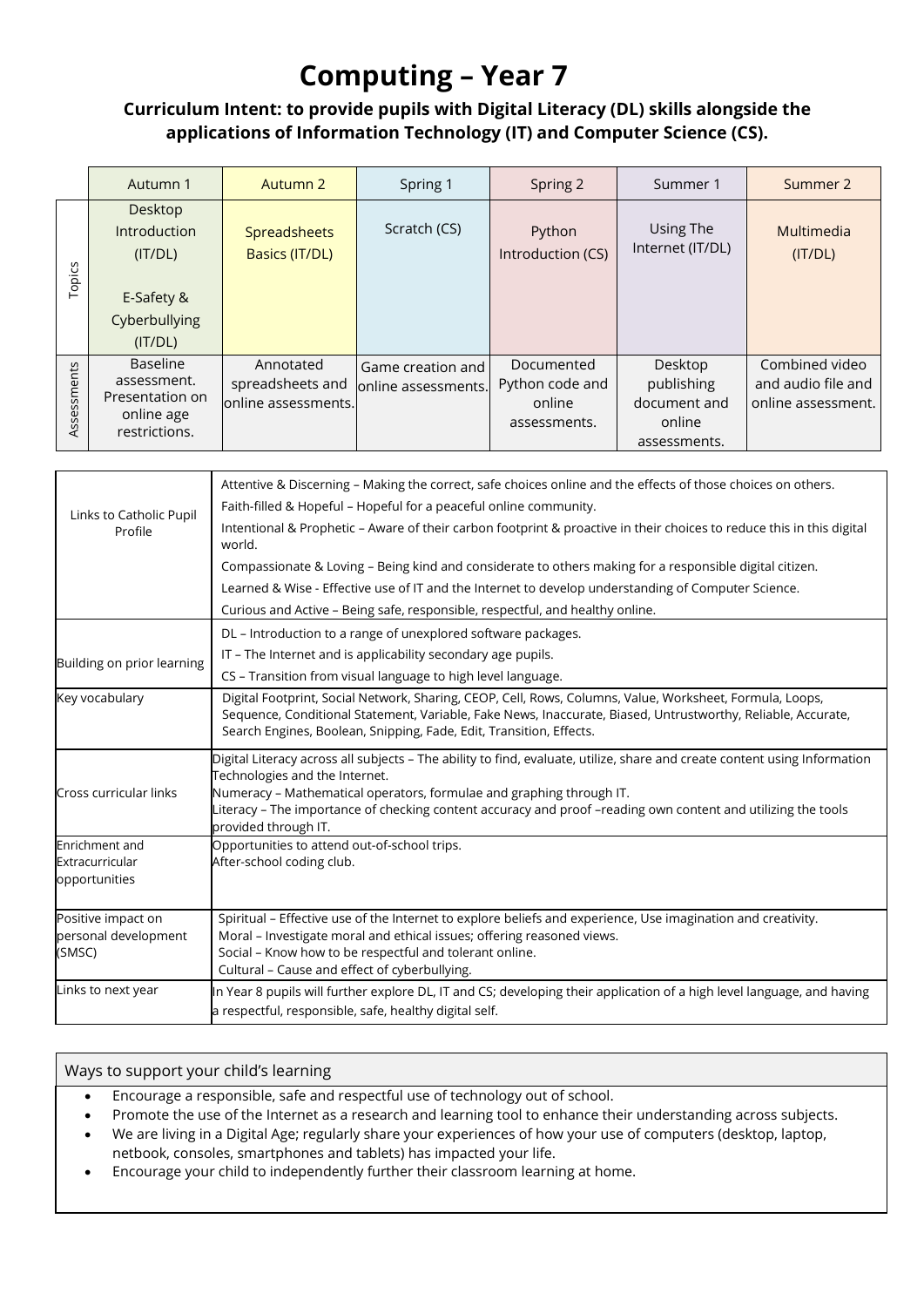# Computing – Year 7

**Curriculum Intent: to provide pupils with Digital Literacy (DL) skills alongside the applications of Information Technology (IT) and Computer Science (CS).**

| | Autumn 1 | Autumn 2 | Spring 1 | Spring 2 | Summer 1 | Summer 2 |
|---|---|---|---|---|---|---|
| Topics | Desktop Introduction (IT/DL)<br><br>E-Safety & Cyberbullying (IT/DL) | Spreadsheets Basics (IT/DL) | Scratch (CS) | Python Introduction (CS) | Using The Internet (IT/DL) | Multimedia (IT/DL) |
| Assessments | Baseline assessment. Presentation on online age restrictions. | Annotated spreadsheets and online assessments. | Game creation and online assessments. | Documented Python code and online assessments. | Desktop publishing document and online assessments. | Combined video and audio file and online assessment. |

| | |
|---|---|
| Links to Catholic Pupil Profile | Attentive & Discerning – Making the correct, safe choices online and the effects of those choices on others.<br>Faith-filled & Hopeful – Hopeful for a peaceful online community.<br>Intentional & Prophetic – Aware of their carbon footprint & proactive in their choices to reduce this in this digital world.<br>Compassionate & Loving – Being kind and considerate to others making for a responsible digital citizen.<br>Learned & Wise - Effective use of IT and the Internet to develop understanding of Computer Science.<br>Curious and Active – Being safe, responsible, respectful, and healthy online. |
| Building on prior learning | DL – Introduction to a range of unexplored software packages.<br>IT – The Internet and is applicability secondary age pupils.<br>CS – Transition from visual language to high level language. |
| Key vocabulary | Digital Footprint, Social Network, Sharing, CEOP, Cell, Rows, Columns, Value, Worksheet, Formula, Loops, Sequence, Conditional Statement, Variable, Fake News, Inaccurate, Biased, Untrustworthy, Reliable, Accurate, Search Engines, Boolean, Snipping, Fade, Edit, Transition, Effects. |
| Cross curricular links | Digital Literacy across all subjects – The ability to find, evaluate, utilize, share and create content using Information Technologies and the Internet.<br>Numeracy – Mathematical operators, formulae and graphing through IT.<br>Literacy – The importance of checking content accuracy and proof –reading own content and utilizing the tools provided through IT. |
| Enrichment and Extracurricular opportunities | Opportunities to attend out-of-school trips.<br>After-school coding club. |
| Positive impact on personal development (SMSC) | Spiritual – Effective use of the Internet to explore beliefs and experience, Use imagination and creativity.<br>Moral – Investigate moral and ethical issues; offering reasoned views.<br>Social – Know how to be respectful and tolerant online.<br>Cultural – Cause and effect of cyberbullying. |
| Links to next year | In Year 8 pupils will further explore DL, IT and CS; developing their application of a high level language, and having a respectful, responsible, safe, healthy digital self. |

## Ways to support your child's learning

- Encourage a responsible, safe and respectful use of technology out of school.
- Promote the use of the Internet as a research and learning tool to enhance their understanding across subjects.
- We are living in a Digital Age; regularly share your experiences of how your use of computers (desktop, laptop, netbook, consoles, smartphones and tablets) has impacted your life.
- Encourage your child to independently further their classroom learning at home.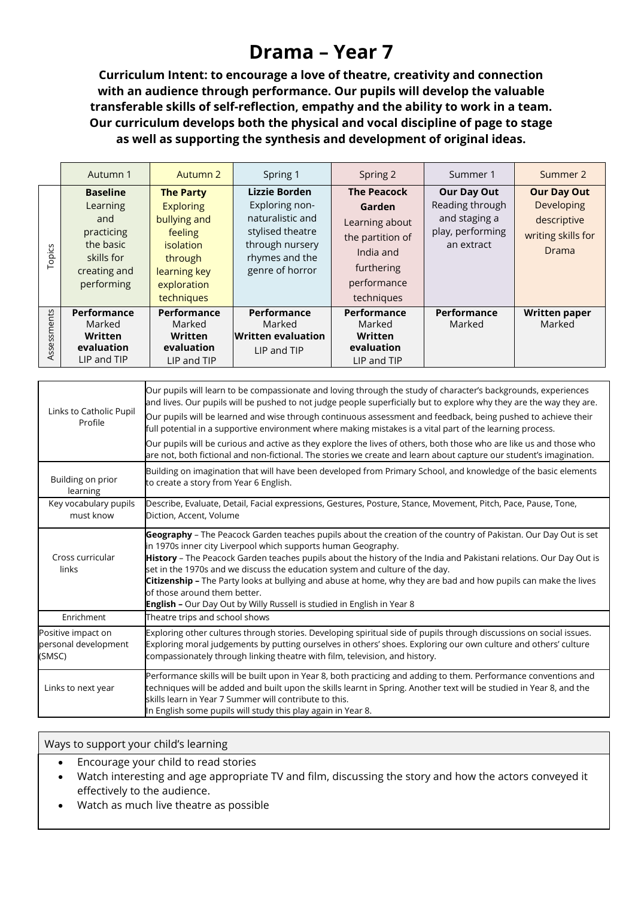# Drama – Year 7

**Curriculum Intent: to encourage a love of theatre, creativity and connection with an audience through performance. Our pupils will develop the valuable transferable skills of self-reflection, empathy and the ability to work in a team. Our curriculum develops both the physical and vocal discipline of page to stage as well as supporting the synthesis and development of original ideas.**

| | Autumn 1 | Autumn 2 | Spring 1 | Spring 2 | Summer 1 | Summer 2 |
|---|---|---|---|---|---|---|
| Topics | **Baseline** Learning and practicing the basic skills for creating and performing | **The Party** Exploring bullying and feeling isolation through learning key exploration techniques | **Lizzie Borden** Exploring non-naturalistic and stylised theatre through nursery rhymes and the genre of horror | **The Peacock Garden** Learning about the partition of India and furthering performance techniques | **Our Day Out** Reading through and staging a play, performing an extract | **Our Day Out** Developing descriptive writing skills for Drama |
| Assessments | **Performance** Marked **Written evaluation** LIP and TIP | **Performance** Marked **Written evaluation** LIP and TIP | **Performance** Marked **Written evaluation** LIP and TIP | **Performance** Marked **Written evaluation** LIP and TIP | **Performance** Marked | **Written paper** Marked |

| | |
|---|---|
| Links to Catholic Pupil Profile | Our pupils will learn to be compassionate and loving through the study of character's backgrounds, experiences and lives. Our pupils will be pushed to not judge people superficially but to explore why they are the way they are. Our pupils will be learned and wise through continuous assessment and feedback, being pushed to achieve their full potential in a supportive environment where making mistakes is a vital part of the learning process. Our pupils will be curious and active as they explore the lives of others, both those who are like us and those who are not, both fictional and non-fictional. The stories we create and learn about capture our student's imagination. |
| Building on prior learning | Building on imagination that will have been developed from Primary School, and knowledge of the basic elements to create a story from Year 6 English. |
| Key vocabulary pupils must know | Describe, Evaluate, Detail, Facial expressions, Gestures, Posture, Stance, Movement, Pitch, Pace, Pause, Tone, Diction, Accent, Volume |
| Cross curricular links | **Geography** – The Peacock Garden teaches pupils about the creation of the country of Pakistan. Our Day Out is set in 1970s inner city Liverpool which supports human Geography. **History** – The Peacock Garden teaches pupils about the history of the India and Pakistani relations. Our Day Out is set in the 1970s and we discuss the education system and culture of the day. **Citizenship –** The Party looks at bullying and abuse at home, why they are bad and how pupils can make the lives of those around them better. **English –** Our Day Out by Willy Russell is studied in English in Year 8 |
| Enrichment | Theatre trips and school shows |
| Positive impact on personal development (SMSC) | Exploring other cultures through stories. Developing spiritual side of pupils through discussions on social issues. Exploring moral judgements by putting ourselves in others' shoes. Exploring our own culture and others' culture compassionately through linking theatre with film, television, and history. |
| Links to next year | Performance skills will be built upon in Year 8, both practicing and adding to them. Performance conventions and techniques will be added and built upon the skills learnt in Spring. Another text will be studied in Year 8, and the skills learn in Year 7 Summer will contribute to this. In English some pupils will study this play again in Year 8. |

Ways to support your child's learning

- Encourage your child to read stories
- Watch interesting and age appropriate TV and film, discussing the story and how the actors conveyed it effectively to the audience.
- Watch as much live theatre as possible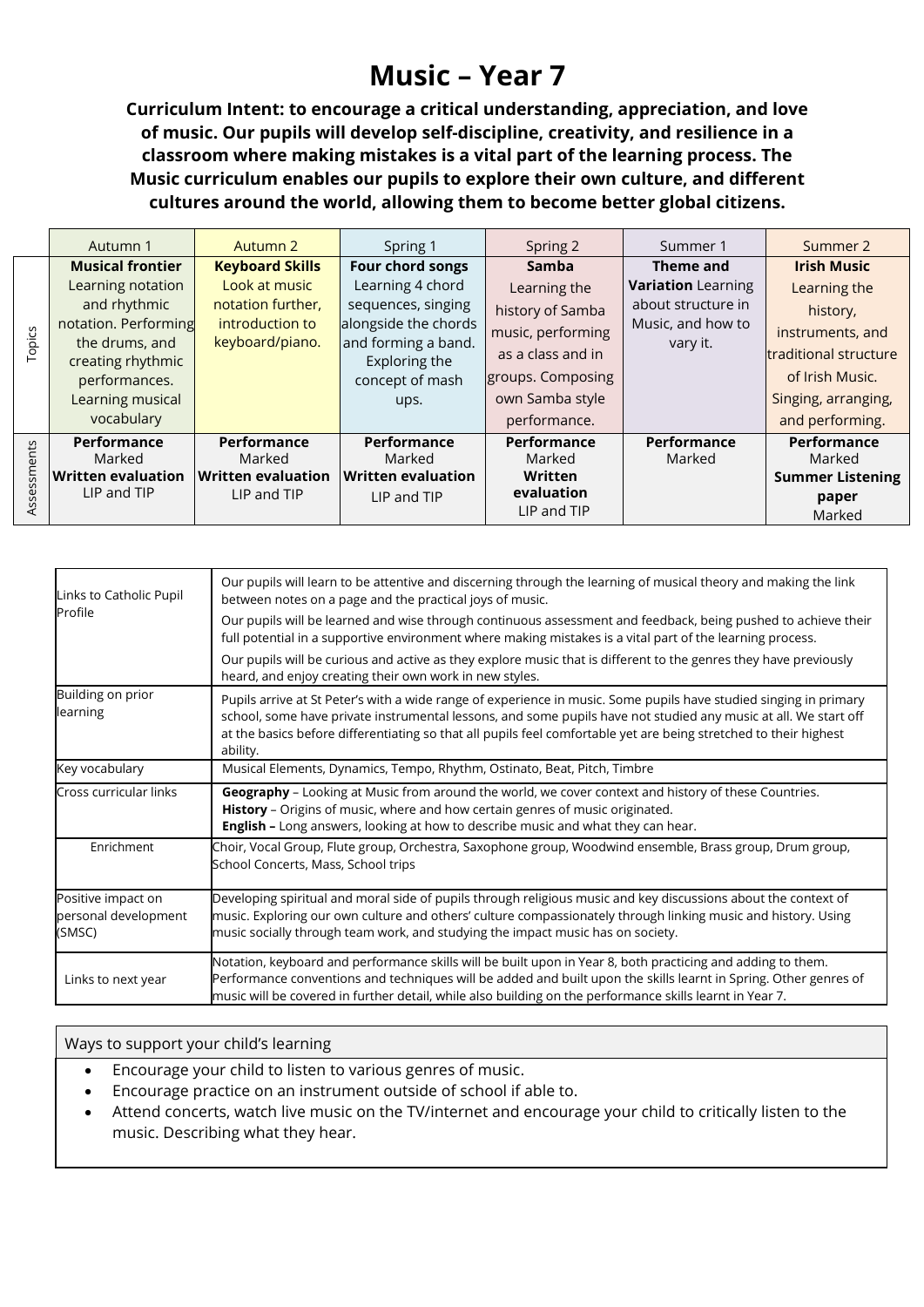# Music – Year 7

**Curriculum Intent: to encourage a critical understanding, appreciation, and love of music. Our pupils will develop self-discipline, creativity, and resilience in a classroom where making mistakes is a vital part of the learning process. The Music curriculum enables our pupils to explore their own culture, and different cultures around the world, allowing them to become better global citizens.**

| | Autumn 1 | Autumn 2 | Spring 1 | Spring 2 | Summer 1 | Summer 2 |
|---|---|---|---|---|---|---|
| Topics | **Musical frontier** Learning notation and rhythmic notation. Performing the drums, and creating rhythmic performances. Learning musical vocabulary | **Keyboard Skills** Look at music notation further, introduction to keyboard/piano. | **Four chord songs** Learning 4 chord sequences, singing alongside the chords and forming a band. Exploring the concept of mash ups. | **Samba** Learning the history of Samba music, performing as a class and in groups. Composing own Samba style performance. | **Theme and Variation** Learning about structure in Music, and how to vary it. | **Irish Music** Learning the history, instruments, and traditional structure of Irish Music. Singing, arranging, and performing. |
| Assessments | **Performance** Marked **Written evaluation** LIP and TIP | **Performance** Marked **Written evaluation** LIP and TIP | **Performance** Marked **Written evaluation** LIP and TIP | **Performance** Marked **Written evaluation** LIP and TIP | **Performance** Marked | **Performance** Marked **Summer Listening paper** Marked |

| | |
|---|---|
| Links to Catholic Pupil Profile | Our pupils will learn to be attentive and discerning through the learning of musical theory and making the link between notes on a page and the practical joys of music. Our pupils will be learned and wise through continuous assessment and feedback, being pushed to achieve their full potential in a supportive environment where making mistakes is a vital part of the learning process. Our pupils will be curious and active as they explore music that is different to the genres they have previously heard, and enjoy creating their own work in new styles. |
| Building on prior learning | Pupils arrive at St Peter's with a wide range of experience in music. Some pupils have studied singing in primary school, some have private instrumental lessons, and some pupils have not studied any music at all. We start off at the basics before differentiating so that all pupils feel comfortable yet are being stretched to their highest ability. |
| Key vocabulary | Musical Elements, Dynamics, Tempo, Rhythm, Ostinato, Beat, Pitch, Timbre |
| Cross curricular links | **Geography** – Looking at Music from around the world, we cover context and history of these Countries. **History** – Origins of music, where and how certain genres of music originated. **English –** Long answers, looking at how to describe music and what they can hear. |
| Enrichment | Choir, Vocal Group, Flute group, Orchestra, Saxophone group, Woodwind ensemble, Brass group, Drum group, School Concerts, Mass, School trips |
| Positive impact on personal development (SMSC) | Developing spiritual and moral side of pupils through religious music and key discussions about the context of music. Exploring our own culture and others' culture compassionately through linking music and history. Using music socially through team work, and studying the impact music has on society. |
| Links to next year | Notation, keyboard and performance skills will be built upon in Year 8, both practicing and adding to them. Performance conventions and techniques will be added and built upon the skills learnt in Spring. Other genres of music will be covered in further detail, while also building on the performance skills learnt in Year 7. |

Ways to support your child's learning

- Encourage your child to listen to various genres of music.
- Encourage practice on an instrument outside of school if able to.
- Attend concerts, watch live music on the TV/internet and encourage your child to critically listen to the music. Describing what they hear.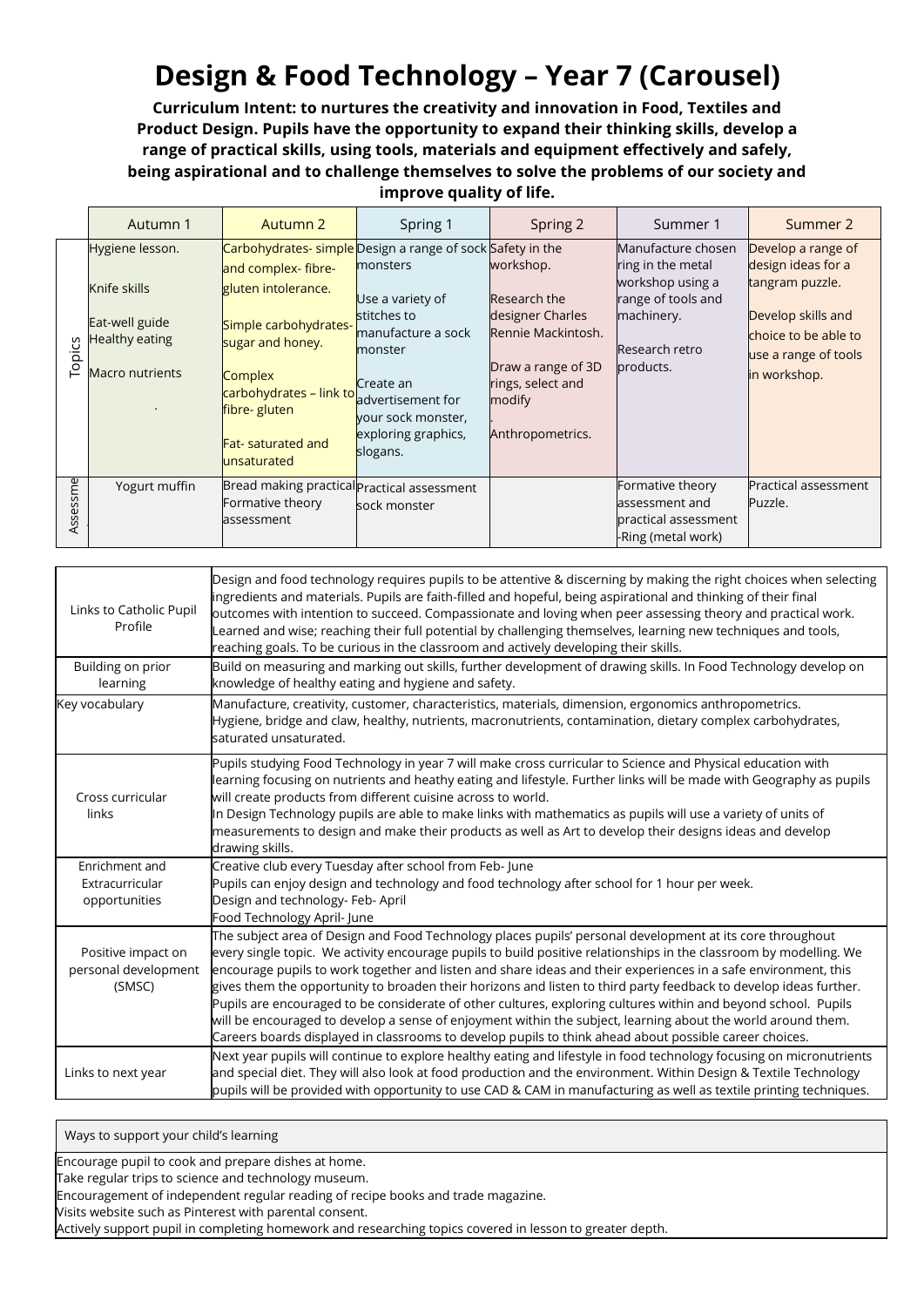# Design & Food Technology – Year 7 (Carousel)

**Curriculum Intent: to nurtures the creativity and innovation in Food, Textiles and Product Design. Pupils have the opportunity to expand their thinking skills, develop a range of practical skills, using tools, materials and equipment effectively and safely, being aspirational and to challenge themselves to solve the problems of our society and improve quality of life.**

| | Autumn 1 | Autumn 2 | Spring 1 | Spring 2 | Summer 1 | Summer 2 |
|---|---|---|---|---|---|---|
| Topics | Hygiene lesson.<br><br>Knife skills<br><br>Eat-well guide<br>Healthy eating<br><br>Macro nutrients<br><br>. | Carbohydrates- simple and complex- fibre-gluten intolerance.<br><br>Simple carbohydrates-sugar and honey.<br><br>Complex carbohydrates – link to fibre- gluten<br><br>Fat- saturated and unsaturated | Design a range of sock monsters<br><br>Use a variety of stitches to manufacture a sock monster<br><br>Create an advertisement for your sock monster, exploring graphics, slogans. | Safety in the workshop.<br><br>Research the designer Charles Rennie Mackintosh.<br><br>Draw a range of 3D rings, select and modify<br>.<br>Anthropometrics. | Manufacture chosen ring in the metal workshop using a range of tools and machinery.<br><br>Research retro products. | Develop a range of design ideas for a tangram puzzle.<br><br>Develop skills and choice to be able to use a range of tools in workshop. |
| Assessme | Yogurt muffin | Bread making practical Formative theory assessment | Practical assessment sock monster | | Formative theory assessment and practical assessment -Ring (metal work) | Practical assessment Puzzle. |

| | |
|---|---|
| Links to Catholic Pupil Profile | Design and food technology requires pupils to be attentive & discerning by making the right choices when selecting ingredients and materials. Pupils are faith-filled and hopeful, being aspirational and thinking of their final outcomes with intention to succeed. Compassionate and loving when peer assessing theory and practical work. Learned and wise; reaching their full potential by challenging themselves, learning new techniques and tools, reaching goals. To be curious in the classroom and actively developing their skills. |
| Building on prior learning | Build on measuring and marking out skills, further development of drawing skills. In Food Technology develop on knowledge of healthy eating and hygiene and safety. |
| Key vocabulary | Manufacture, creativity, customer, characteristics, materials, dimension, ergonomics anthropometrics.<br>Hygiene, bridge and claw, healthy, nutrients, macronutrients, contamination, dietary complex carbohydrates, saturated unsaturated. |
| Cross curricular links | Pupils studying Food Technology in year 7 will make cross curricular to Science and Physical education with learning focusing on nutrients and heathy eating and lifestyle. Further links will be made with Geography as pupils will create products from different cuisine across to world.<br>In Design Technology pupils are able to make links with mathematics as pupils will use a variety of units of measurements to design and make their products as well as Art to develop their designs ideas and develop drawing skills. |
| Enrichment and Extracurricular opportunities | Creative club every Tuesday after school from Feb- June<br>Pupils can enjoy design and technology and food technology after school for 1 hour per week.<br>Design and technology- Feb- April<br>Food Technology April- June |
| Positive impact on personal development (SMSC) | The subject area of Design and Food Technology places pupils' personal development at its core throughout every single topic. We activity encourage pupils to build positive relationships in the classroom by modelling. We encourage pupils to work together and listen and share ideas and their experiences in a safe environment, this gives them the opportunity to broaden their horizons and listen to third party feedback to develop ideas further. Pupils are encouraged to be considerate of other cultures, exploring cultures within and beyond school. Pupils will be encouraged to develop a sense of enjoyment within the subject, learning about the world around them. Careers boards displayed in classrooms to develop pupils to think ahead about possible career choices. |
| Links to next year | Next year pupils will continue to explore healthy eating and lifestyle in food technology focusing on micronutrients and special diet. They will also look at food production and the environment. Within Design & Textile Technology pupils will be provided with opportunity to use CAD & CAM in manufacturing as well as textile printing techniques. |

| Ways to support your child's learning |
|---|
| Encourage pupil to cook and prepare dishes at home.<br>Take regular trips to science and technology museum.<br>Encouragement of independent regular reading of recipe books and trade magazine.<br>Visits website such as Pinterest with parental consent.<br>Actively support pupil in completing homework and researching topics covered in lesson to greater depth. |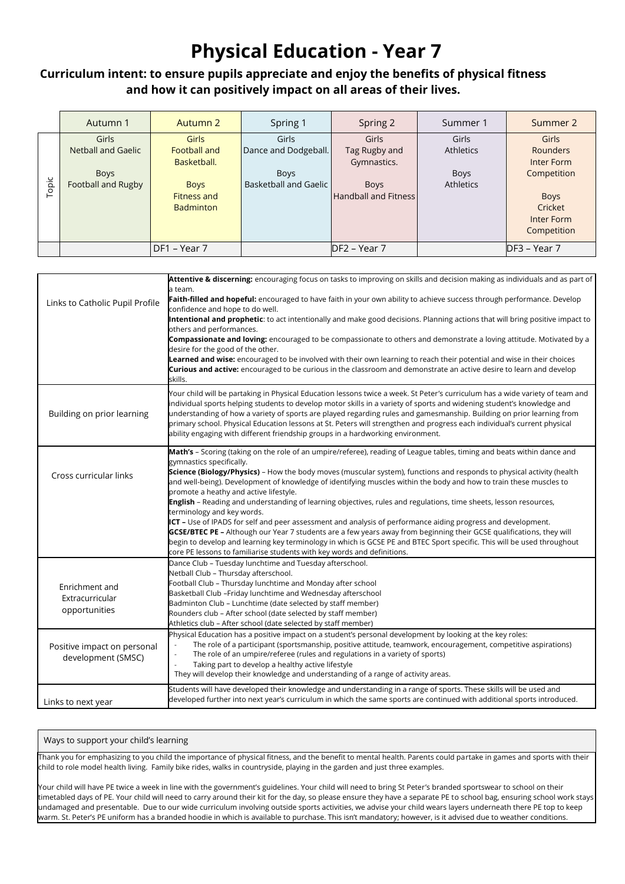# Physical Education - Year 7

## Curriculum intent: to ensure pupils appreciate and enjoy the benefits of physical fitness and how it can positively impact on all areas of their lives.

| | Autumn 1 | Autumn 2 | Spring 1 | Spring 2 | Summer 1 | Summer 2 |
|---|---|---|---|---|---|---|
| Topic | Girls<br>Netball and Gaelic<br><br>Boys<br>Football and Rugby | Girls<br>Football and Basketball.<br><br>Boys<br>Fitness and Badminton | Girls<br>Dance and Dodgeball.<br><br>Boys<br>Basketball and Gaelic | Girls<br>Tag Rugby and Gymnastics.<br><br>Boys<br>Handball and Fitness | Girls<br>Athletics<br><br>Boys<br>Athletics | Girls<br>Rounders<br>Inter Form Competition<br><br>Boys<br>Cricket<br>Inter Form Competition |
| | | DF1 – Year 7 | | DF2 – Year 7 | | DF3 – Year 7 |

| | |
|---|---|
| Links to Catholic Pupil Profile | **Attentive & discerning:** encouraging focus on tasks to improving on skills and decision making as individuals and as part of a team.<br>**Faith-filled and hopeful:** encouraged to have faith in your own ability to achieve success through performance. Develop confidence and hope to do well.<br>**Intentional and prophetic**: to act intentionally and make good decisions. Planning actions that will bring positive impact to others and performances.<br>**Compassionate and loving:** encouraged to be compassionate to others and demonstrate a loving attitude. Motivated by a desire for the good of the other.<br>**Learned and wise:** encouraged to be involved with their own learning to reach their potential and wise in their choices<br>**Curious and active:** encouraged to be curious in the classroom and demonstrate an active desire to learn and develop skills. |
| Building on prior learning | Your child will be partaking in Physical Education lessons twice a week. St Peter's curriculum has a wide variety of team and individual sports helping students to develop motor skills in a variety of sports and widening student's knowledge and understanding of how a variety of sports are played regarding rules and gamesmanship. Building on prior learning from primary school. Physical Education lessons at St. Peters will strengthen and progress each individual's current physical ability engaging with different friendship groups in a hardworking environment. |
| Cross curricular links | **Math's** – Scoring (taking on the role of an umpire/referee), reading of League tables, timing and beats within dance and gymnastics specifically.<br>**Science (Biology/Physics)** – How the body moves (muscular system), functions and responds to physical activity (health and well-being). Development of knowledge of identifying muscles within the body and how to train these muscles to promote a heathy and active lifestyle.<br>**English** – Reading and understanding of learning objectives, rules and regulations, time sheets, lesson resources, terminology and key words.<br>**ICT –** Use of IPADS for self and peer assessment and analysis of performance aiding progress and development.<br>**GCSE/BTEC PE –** Although our Year 7 students are a few years away from beginning their GCSE qualifications, they will begin to develop and learning key terminology in which is GCSE PE and BTEC Sport specific. This will be used throughout core PE lessons to familiarise students with key words and definitions. |
| Enrichment and Extracurricular opportunities | Dance Club – Tuesday lunchtime and Tuesday afterschool.<br>Netball Club – Thursday afterschool.<br>Football Club – Thursday lunchtime and Monday after school<br>Basketball Club –Friday lunchtime and Wednesday afterschool<br>Badminton Club – Lunchtime (date selected by staff member)<br>Rounders club – After school (date selected by staff member)<br>Athletics club – After school (date selected by staff member) |
| Positive impact on personal development (SMSC) | Physical Education has a positive impact on a student's personal development by looking at the key roles:<br>- The role of a participant (sportsmanship, positive attitude, teamwork, encouragement, competitive aspirations)<br>- The role of an umpire/referee (rules and regulations in a variety of sports)<br>- Taking part to develop a healthy active lifestyle<br>They will develop their knowledge and understanding of a range of activity areas. |
| Links to next year | Students will have developed their knowledge and understanding in a range of sports. These skills will be used and developed further into next year's curriculum in which the same sports are continued with additional sports introduced. |

### Ways to support your child's learning

Thank you for emphasizing to you child the importance of physical fitness, and the benefit to mental health. Parents could partake in games and sports with their child to role model health living. Family bike rides, walks in countryside, playing in the garden and just three examples.

Your child will have PE twice a week in line with the government's guidelines. Your child will need to bring St Peter's branded sportswear to school on their timetabled days of PE. Your child will need to carry around their kit for the day, so please ensure they have a separate PE to school bag, ensuring school work stays undamaged and presentable. Due to our wide curriculum involving outside sports activities, we advise your child wears layers underneath there PE top to keep warm. St. Peter's PE uniform has a branded hoodie in which is available to purchase. This isn't mandatory; however, is it advised due to weather conditions.